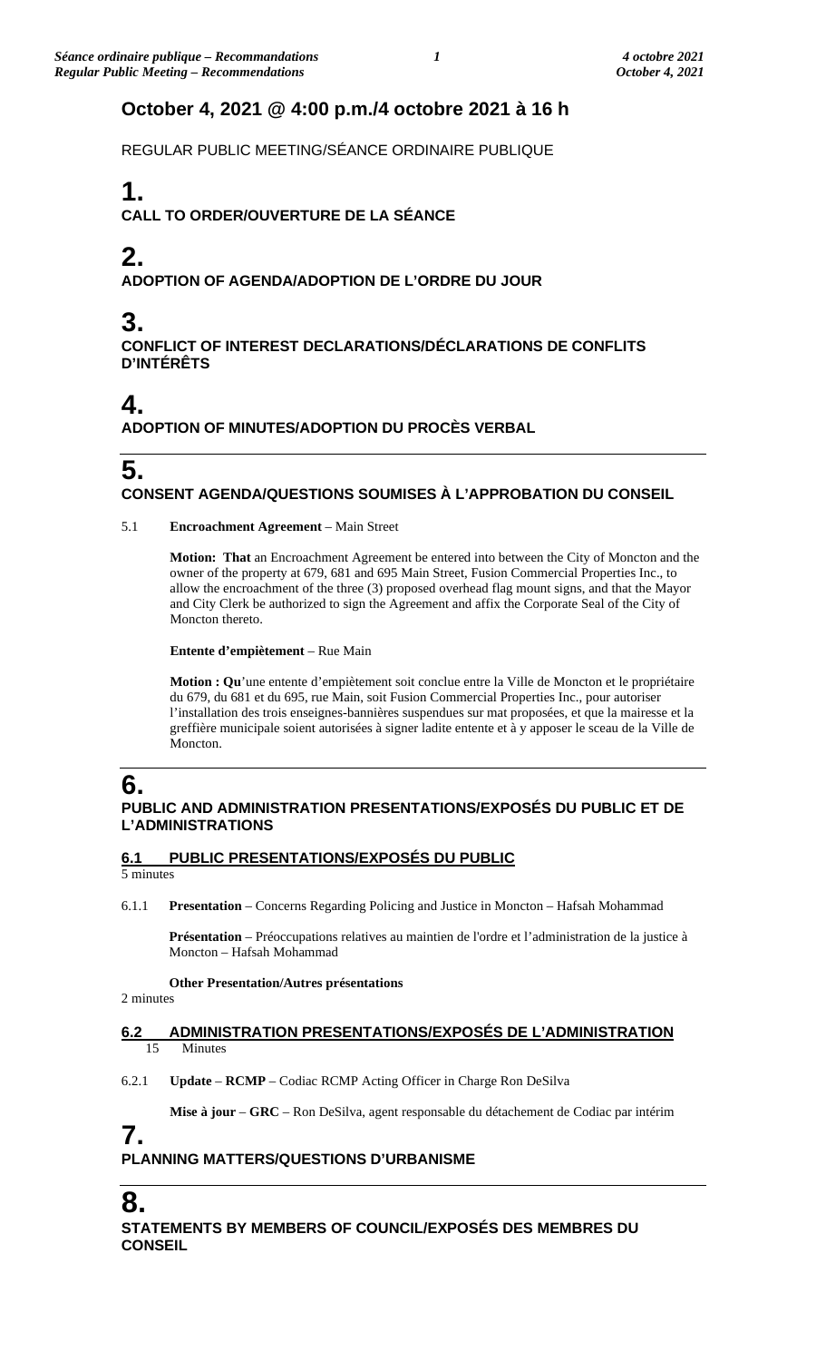## October 4, 2021 @ 4:00 p.m./4 octobre 2021 à 16 h

REGULAR PUBLIC MEETING/SÉANCE ORDINAIRE PUBLIQUE

# 1.

**CALL TO ORDER/OUVERTURE DE LA SÉANCE**

# 2.

**ADOPTION OF AGENDA/ADOPTION DE L'ORDRE DU JOUR**

# 3.

**CONFLICT OF INTEREST DECLARATIONS/DÉCLARATIONS DE CONFLITS D'INTÉRÊTS**

# 4.

**ADOPTION OF MINUTES/ADOPTION DU PROCÈS VERBAL**

# 5.

**CONSENT AGENDA/QUESTIONS SOUMISES À L'APPROBATION DU CONSEIL**

5.1 **Encroachment Agreement** – Main Street

**Motion: That** an Encroachment Agreement be entered into between the City of Moncton and the owner of the property at 679, 681 and 695 Main Street, Fusion Commercial Properties Inc., to allow the encroachment of the three (3) proposed overhead flag mount signs, and that the Mayor and City Clerk be authorized to sign the Agreement and affix the Corporate Seal of the City of Moncton thereto.

**Entente d'empiètement** – Rue Main

**Motion : Qu**'une entente d'empiètement soit conclue entre la Ville de Moncton et le propriétaire du 679, du 681 et du 695, rue Main, soit Fusion Commercial Properties Inc., pour autoriser l'installation des trois enseignes-bannières suspendues sur mat proposées, et que la mairesse et la greffière municipale soient autorisées à signer ladite entente et à y apposer le sceau de la Ville de Moncton.

# 6.

**PUBLIC AND ADMINISTRATION PRESENTATIONS/EXPOSÉS DU PUBLIC ET DE L'ADMINISTRATIONS**

### 6.1 PUBLIC PRESENTATIONS/EXPOSÉS DU PUBLIC

5 minutes

6.1.1 **Presentation** – Concerns Regarding Policing and Justice in Moncton – Hafsah Mohammad

**Présentation** – Préoccupations relatives au maintien de l'ordre et l'administration de la justice à Moncton – Hafsah Mohammad

**Other Presentation/Autres présentations**

2 minutes

### 6.2 ADMINISTRATION PRESENTATIONS/EXPOSÉS DE L'ADMINISTRATION

15 Minutes

6.2.1 **Update** – **RCMP** – Codiac RCMP Acting Officer in Charge Ron DeSilva

**Mise à jour** – **GRC** – Ron DeSilva, agent responsable du détachement de Codiac par intérim

# 7.

**PLANNING MATTERS/QUESTIONS D'URBANISME**

# 8.

**STATEMENTS BY MEMBERS OF COUNCIL/EXPOSÉS DES MEMBRES DU CONSEIL**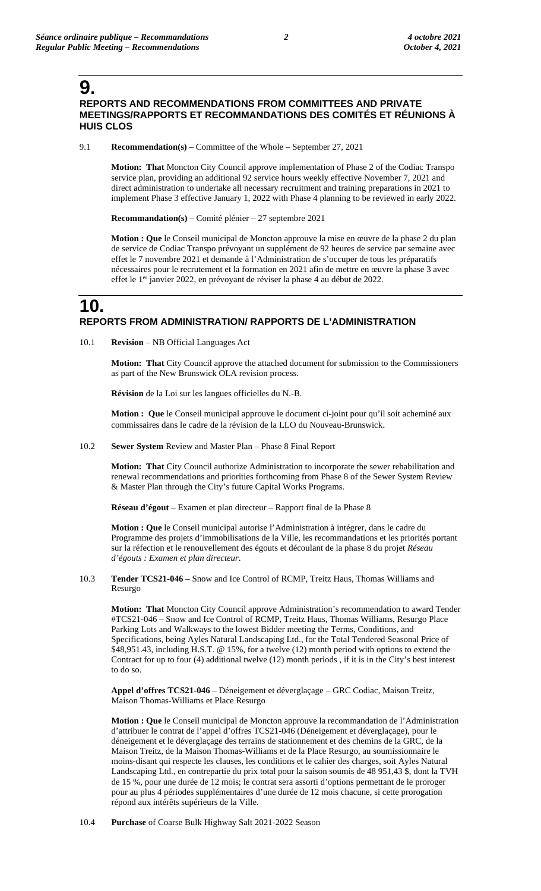# 9.

## REPORTS AND RECOMMENDATIONS FROM COMMITTEES AND PRIVATE MEETINGS/RAPPORTS ET RECOMMANDATIONS DES COMITÉS ET RÉUNIONS À HUIS CLOS

9.1 **Recommendation(s)** – Committee of the Whole – September 27, 2021

**Motion: That** Moncton City Council approve implementation of Phase 2 of the Codiac Transpo service plan, providing an additional 92 service hours weekly effective November 7, 2021 and direct administration to undertake all necessary recruitment and training preparations in 2021 to implement Phase 3 effective January 1, 2022 with Phase 4 planning to be reviewed in early 2022.

**Recommandation(s)** – Comité plénier – 27 septembre 2021

**Motion : Que** le Conseil municipal de Moncton approuve la mise en œuvre de la phase 2 du plan de service de Codiac Transpo prévoyant un supplément de 92 heures de service par semaine avec effet le 7 novembre 2021 et demande à l'Administration de s'occuper de tous les préparatifs nécessaires pour le recrutement et la formation en 2021 afin de mettre en œuvre la phase 3 avec effet le 1er janvier 2022, en prévoyant de réviser la phase 4 au début de 2022.

# 10.

## REPORTS FROM ADMINISTRATION/ RAPPORTS DE L'ADMINISTRATION

10.1 **Revision** – NB Official Languages Act

**Motion: That** City Council approve the attached document for submission to the Commissioners as part of the New Brunswick OLA revision process.

**Révision** de la Loi sur les langues officielles du N.-B.

**Motion : Que** le Conseil municipal approuve le document ci-joint pour qu'il soit acheminé aux commissaires dans le cadre de la révision de la LLO du Nouveau-Brunswick.

10.2 **Sewer System** Review and Master Plan – Phase 8 Final Report

**Motion: That** City Council authorize Administration to incorporate the sewer rehabilitation and renewal recommendations and priorities forthcoming from Phase 8 of the Sewer System Review & Master Plan through the City's future Capital Works Programs.

**Réseau d'égout** – Examen et plan directeur – Rapport final de la Phase 8

**Motion : Que** le Conseil municipal autorise l'Administration à intégrer, dans le cadre du Programme des projets d'immobilisations de la Ville, les recommandations et les priorités portant sur la réfection et le renouvellement des égouts et découlant de la phase 8 du projet *Réseau d'égouts : Examen et plan directeur*.

10.3 **Tender TCS21-046** – Snow and Ice Control of RCMP, Treitz Haus, Thomas Williams and Resurgo

**Motion: That** Moncton City Council approve Administration's recommendation to award Tender #TCS21-046 – Snow and Ice Control of RCMP, Treitz Haus, Thomas Williams, Resurgo Place Parking Lots and Walkways to the lowest Bidder meeting the Terms, Conditions, and Specifications, being Ayles Natural Landscaping Ltd., for the Total Tendered Seasonal Price of $48,951.43, including H.S.T. @ 15%, for a twelve (12) month period with options to extend the Contract for up to four (4) additional twelve (12) month periods , if it is in the City's best interest to do so.

**Appel d'offres TCS21-046** – Déneigement et déverglaçage – GRC Codiac, Maison Treitz, Maison Thomas-Williams et Place Resurgo

**Motion : Que** le Conseil municipal de Moncton approuve la recommandation de l'Administration d'attribuer le contrat de l'appel d'offres TCS21-046 (Déneigement et déverglaçage), pour le déneigement et le déverglaçage des terrains de stationnement et des chemins de la GRC, de la Maison Treitz, de la Maison Thomas-Williams et de la Place Resurgo, au soumissionnaire le moins-disant qui respecte les clauses, les conditions et le cahier des charges, soit Ayles Natural Landscaping Ltd., en contrepartie du prix total pour la saison soumis de 48 951,43 $, dont la TVH de 15 %, pour une durée de 12 mois; le contrat sera assorti d'options permettant de le proroger pour au plus 4 périodes supplémentaires d'une durée de 12 mois chacune, si cette prorogation répond aux intérêts supérieurs de la Ville.

10.4 **Purchase** of Coarse Bulk Highway Salt 2021-2022 Season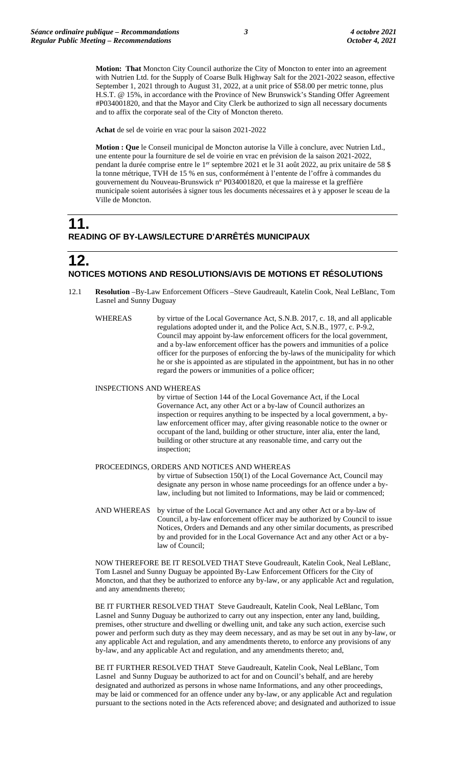**Motion: That** Moncton City Council authorize the City of Moncton to enter into an agreement with Nutrien Ltd. for the Supply of Coarse Bulk Highway Salt for the 2021-2022 season, effective September 1, 2021 through to August 31, 2022, at a unit price of $58.00 per metric tonne, plus H.S.T. @ 15%, in accordance with the Province of New Brunswick's Standing Offer Agreement #P034001820, and that the Mayor and City Clerk be authorized to sign all necessary documents and to affix the corporate seal of the City of Moncton thereto.

**Achat** de sel de voirie en vrac pour la saison 2021-2022

**Motion : Que** le Conseil municipal de Moncton autorise la Ville à conclure, avec Nutrien Ltd., une entente pour la fourniture de sel de voirie en vrac en prévision de la saison 2021-2022, pendant la durée comprise entre le 1er septembre 2021 et le 31 août 2022, au prix unitaire de 58 $ la tonne métrique, TVH de 15 % en sus, conformément à l'entente de l'offre à commandes du gouvernement du Nouveau-Brunswick no P034001820, et que la mairesse et la greffière municipale soient autorisées à signer tous les documents nécessaires et à y apposer le sceau de la Ville de Moncton.

# 11.
## READING OF BY-LAWS/LECTURE D'ARRÊTÉS MUNICIPAUX

# 12.
## NOTICES MOTIONS AND RESOLUTIONS/AVIS DE MOTIONS ET RÉSOLUTIONS

12.1 **Resolution** –By-Law Enforcement Officers –Steve Gaudereault, Katelin Cook, Neal LeBlanc, Tom Lasnel and Sunny Duguay

WHEREAS by virtue of the Local Governance Act, S.N.B. 2017, c. 18, and all applicable regulations adopted under it, and the Police Act, S.N.B., 1977, c. P-9.2, Council may appoint by-law enforcement officers for the local government, and a by-law enforcement officer has the powers and immunities of a police officer for the purposes of enforcing the by-laws of the municipality for which he or she is appointed as are stipulated in the appointment, but has in no other regard the powers or immunities of a police officer;

INSPECTIONS AND WHEREAS by virtue of Section 144 of the Local Governance Act, if the Local Governance Act, any other Act or a by-law of Council authorizes an inspection or requires anything to be inspected by a local government, a by-law enforcement officer may, after giving reasonable notice to the owner or occupant of the land, building or other structure, inter alia, enter the land, building or other structure at any reasonable time, and carry out the inspection;

PROCEEDINGS, ORDERS AND NOTICES AND WHEREAS by virtue of Subsection 150(1) of the Local Governance Act, Council may designate any person in whose name proceedings for an offence under a by-law, including but not limited to Informations, may be laid or commenced;

AND WHEREAS by virtue of the Local Governance Act and any other Act or a by-law of Council, a by-law enforcement officer may be authorized by Council to issue Notices, Orders and Demands and any other similar documents, as prescribed by and provided for in the Local Governance Act and any other Act or a by-law of Council;

NOW THEREFORE BE IT RESOLVED THAT Steve Goudreault, Katelin Cook, Neal LeBlanc, Tom Lasnel and Sunny Duguay be appointed By-Law Enforcement Officers for the City of Moncton, and that they be authorized to enforce any by-law, or any applicable Act and regulation, and any amendments thereto;

BE IT FURTHER RESOLVED THAT Steve Gaudreault, Katelin Cook, Neal LeBlanc, Tom Lasnel and Sunny Duguay be authorized to carry out any inspection, enter any land, building, premises, other structure and dwelling or dwelling unit, and take any such action, exercise such power and perform such duty as they may deem necessary, and as may be set out in any by-law, or any applicable Act and regulation, and any amendments thereto, to enforce any provisions of any by-law, and any applicable Act and regulation, and any amendments thereto; and,

BE IT FURTHER RESOLVED THAT Steve Gaudreault, Katelin Cook, Neal LeBlanc, Tom Lasnel and Sunny Duguay be authorized to act for and on Council's behalf, and are hereby designated and authorized as persons in whose name Informations, and any other proceedings, may be laid or commenced for an offence under any by-law, or any applicable Act and regulation pursuant to the sections noted in the Acts referenced above; and designated and authorized to issue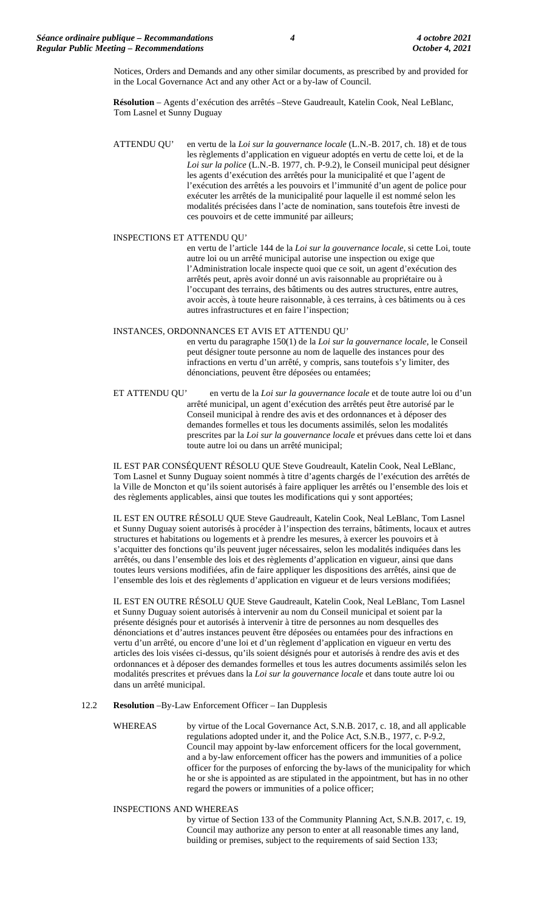Notices, Orders and Demands and any other similar documents, as prescribed by and provided for in the Local Governance Act and any other Act or a by-law of Council.

**Résolution** – Agents d'exécution des arrêtés –Steve Gaudreault, Katelin Cook, Neal LeBlanc, Tom Lasnel et Sunny Duguay

ATTENDU QU' en vertu de la *Loi sur la gouvernance locale* (L.N.-B. 2017, ch. 18) et de tous les règlements d'application en vigueur adoptés en vertu de cette loi, et de la *Loi sur la police* (L.N.-B. 1977, ch. P-9.2), le Conseil municipal peut désigner les agents d'exécution des arrêtés pour la municipalité et que l'agent de l'exécution des arrêtés a les pouvoirs et l'immunité d'un agent de police pour exécuter les arrêtés de la municipalité pour laquelle il est nommé selon les modalités précisées dans l'acte de nomination, sans toutefois être investi de ces pouvoirs et de cette immunité par ailleurs;

INSPECTIONS ET ATTENDU QU'
en vertu de l'article 144 de la *Loi sur la gouvernance locale*, si cette Loi, toute autre loi ou un arrêté municipal autorise une inspection ou exige que l'Administration locale inspecte quoi que ce soit, un agent d'exécution des arrêtés peut, après avoir donné un avis raisonnable au propriétaire ou à l'occupant des terrains, des bâtiments ou des autres structures, entre autres, avoir accès, à toute heure raisonnable, à ces terrains, à ces bâtiments ou à ces autres infrastructures et en faire l'inspection;

INSTANCES, ORDONNANCES ET AVIS ET ATTENDU QU'
en vertu du paragraphe 150(1) de la *Loi sur la gouvernance locale*, le Conseil peut désigner toute personne au nom de laquelle des instances pour des infractions en vertu d'un arrêté, y compris, sans toutefois s'y limiter, des dénonciations, peuvent être déposées ou entamées;

ET ATTENDU QU' en vertu de la *Loi sur la gouvernance locale* et de toute autre loi ou d'un arrêté municipal, un agent d'exécution des arrêtés peut être autorisé par le Conseil municipal à rendre des avis et des ordonnances et à déposer des demandes formelles et tous les documents assimilés, selon les modalités prescrites par la *Loi sur la gouvernance locale* et prévues dans cette loi et dans toute autre loi ou dans un arrêté municipal;

IL EST PAR CONSÉQUENT RÉSOLU QUE Steve Goudreault, Katelin Cook, Neal LeBlanc, Tom Lasnel et Sunny Duguay soient nommés à titre d'agents chargés de l'exécution des arrêtés de la Ville de Moncton et qu'ils soient autorisés à faire appliquer les arrêtés ou l'ensemble des lois et des règlements applicables, ainsi que toutes les modifications qui y sont apportées;

IL EST EN OUTRE RÉSOLU QUE Steve Gaudreault, Katelin Cook, Neal LeBlanc, Tom Lasnel et Sunny Duguay soient autorisés à procéder à l'inspection des terrains, bâtiments, locaux et autres structures et habitations ou logements et à prendre les mesures, à exercer les pouvoirs et à s'acquitter des fonctions qu'ils peuvent juger nécessaires, selon les modalités indiquées dans les arrêtés, ou dans l'ensemble des lois et des règlements d'application en vigueur, ainsi que dans toutes leurs versions modifiées, afin de faire appliquer les dispositions des arrêtés, ainsi que de l'ensemble des lois et des règlements d'application en vigueur et de leurs versions modifiées;

IL EST EN OUTRE RÉSOLU QUE Steve Gaudreault, Katelin Cook, Neal LeBlanc, Tom Lasnel et Sunny Duguay soient autorisés à intervenir au nom du Conseil municipal et soient par la présente désignés pour et autorisés à intervenir à titre de personnes au nom desquelles des dénonciations et d'autres instances peuvent être déposées ou entamées pour des infractions en vertu d'un arrêté, ou encore d'une loi et d'un règlement d'application en vigueur en vertu des articles des lois visées ci-dessus, qu'ils soient désignés pour et autorisés à rendre des avis et des ordonnances et à déposer des demandes formelles et tous les autres documents assimilés selon les modalités prescrites et prévues dans la *Loi sur la gouvernance locale* et dans toute autre loi ou dans un arrêté municipal.

12.2 **Resolution** –By-Law Enforcement Officer – Ian Dupplesis

WHEREAS by virtue of the Local Governance Act, S.N.B. 2017, c. 18, and all applicable regulations adopted under it, and the Police Act, S.N.B., 1977, c. P-9.2, Council may appoint by-law enforcement officers for the local government, and a by-law enforcement officer has the powers and immunities of a police officer for the purposes of enforcing the by-laws of the municipality for which he or she is appointed as are stipulated in the appointment, but has in no other regard the powers or immunities of a police officer;

INSPECTIONS AND WHEREAS
by virtue of Section 133 of the Community Planning Act, S.N.B. 2017, c. 19, Council may authorize any person to enter at all reasonable times any land, building or premises, subject to the requirements of said Section 133;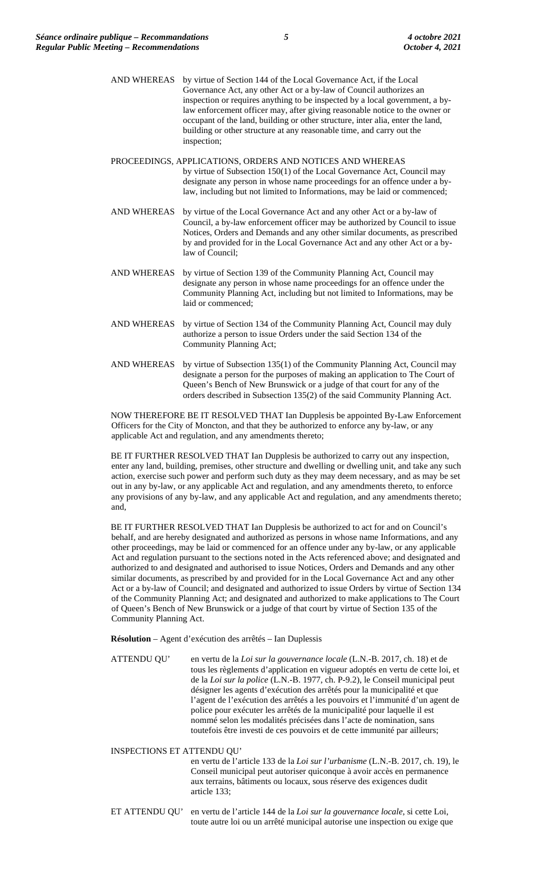AND WHEREAS by virtue of Section 144 of the Local Governance Act, if the Local Governance Act, any other Act or a by-law of Council authorizes an inspection or requires anything to be inspected by a local government, a by-law enforcement officer may, after giving reasonable notice to the owner or occupant of the land, building or other structure, inter alia, enter the land, building or other structure at any reasonable time, and carry out the inspection;

PROCEEDINGS, APPLICATIONS, ORDERS AND NOTICES AND WHEREAS by virtue of Subsection 150(1) of the Local Governance Act, Council may designate any person in whose name proceedings for an offence under a by-law, including but not limited to Informations, may be laid or commenced;

AND WHEREAS by virtue of the Local Governance Act and any other Act or a by-law of Council, a by-law enforcement officer may be authorized by Council to issue Notices, Orders and Demands and any other similar documents, as prescribed by and provided for in the Local Governance Act and any other Act or a by-law of Council;

AND WHEREAS by virtue of Section 139 of the Community Planning Act, Council may designate any person in whose name proceedings for an offence under the Community Planning Act, including but not limited to Informations, may be laid or commenced;

AND WHEREAS by virtue of Section 134 of the Community Planning Act, Council may duly authorize a person to issue Orders under the said Section 134 of the Community Planning Act;

AND WHEREAS by virtue of Subsection 135(1) of the Community Planning Act, Council may designate a person for the purposes of making an application to The Court of Queen's Bench of New Brunswick or a judge of that court for any of the orders described in Subsection 135(2) of the said Community Planning Act.

NOW THEREFORE BE IT RESOLVED THAT Ian Dupplesis be appointed By-Law Enforcement Officers for the City of Moncton, and that they be authorized to enforce any by-law, or any applicable Act and regulation, and any amendments thereto;

BE IT FURTHER RESOLVED THAT Ian Dupplesis be authorized to carry out any inspection, enter any land, building, premises, other structure and dwelling or dwelling unit, and take any such action, exercise such power and perform such duty as they may deem necessary, and as may be set out in any by-law, or any applicable Act and regulation, and any amendments thereto, to enforce any provisions of any by-law, and any applicable Act and regulation, and any amendments thereto; and,

BE IT FURTHER RESOLVED THAT Ian Dupplesis be authorized to act for and on Council's behalf, and are hereby designated and authorized as persons in whose name Informations, and any other proceedings, may be laid or commenced for an offence under any by-law, or any applicable Act and regulation pursuant to the sections noted in the Acts referenced above; and designated and authorized to and designated and authorised to issue Notices, Orders and Demands and any other similar documents, as prescribed by and provided for in the Local Governance Act and any other Act or a by-law of Council; and designated and authorized to issue Orders by virtue of Section 134 of the Community Planning Act; and designated and authorized to make applications to The Court of Queen's Bench of New Brunswick or a judge of that court by virtue of Section 135 of the Community Planning Act.

**Résolution** – Agent d'exécution des arrêtés – Ian Duplessis

ATTENDU QU' en vertu de la *Loi sur la gouvernance locale* (L.N.-B. 2017, ch. 18) et de tous les règlements d'application en vigueur adoptés en vertu de cette loi, et de la *Loi sur la police* (L.N.-B. 1977, ch. P-9.2), le Conseil municipal peut désigner les agents d'exécution des arrêtés pour la municipalité et que l'agent de l'exécution des arrêtés a les pouvoirs et l'immunité d'un agent de police pour exécuter les arrêtés de la municipalité pour laquelle il est nommé selon les modalités précisées dans l'acte de nomination, sans toutefois être investi de ces pouvoirs et de cette immunité par ailleurs;

INSPECTIONS ET ATTENDU QU' en vertu de l'article 133 de la *Loi sur l'urbanisme* (L.N.-B. 2017, ch. 19), le Conseil municipal peut autoriser quiconque à avoir accès en permanence aux terrains, bâtiments ou locaux, sous réserve des exigences dudit article 133;

ET ATTENDU QU' en vertu de l'article 144 de la *Loi sur la gouvernance locale*, si cette Loi, toute autre loi ou un arrêté municipal autorise une inspection ou exige que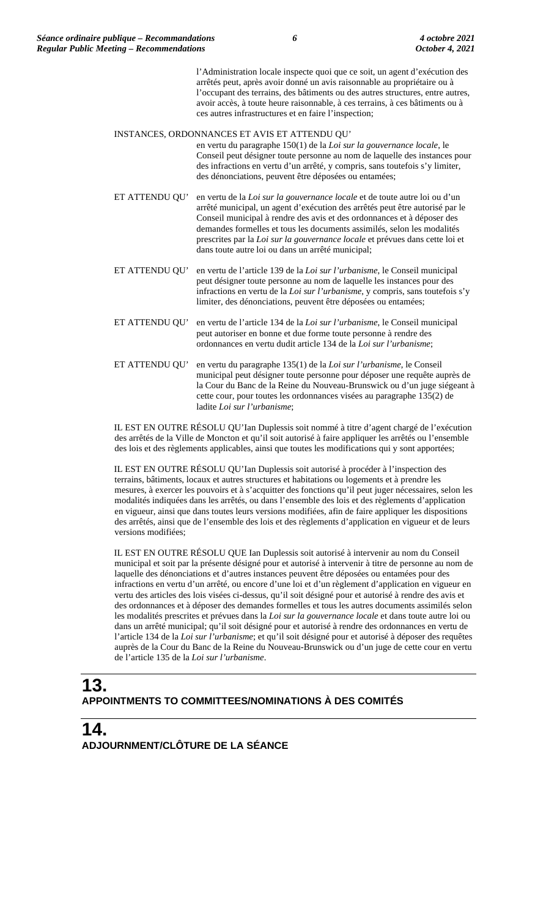l'Administration locale inspecte quoi que ce soit, un agent d'exécution des arrêtés peut, après avoir donné un avis raisonnable au propriétaire ou à l'occupant des terrains, des bâtiments ou des autres structures, entre autres, avoir accès, à toute heure raisonnable, à ces terrains, à ces bâtiments ou à ces autres infrastructures et en faire l'inspection;

INSTANCES, ORDONNANCES ET AVIS ET ATTENDU QU' en vertu du paragraphe 150(1) de la *Loi sur la gouvernance locale*, le Conseil peut désigner toute personne au nom de laquelle des instances pour des infractions en vertu d'un arrêté, y compris, sans toutefois s'y limiter, des dénonciations, peuvent être déposées ou entamées;

ET ATTENDU QU' en vertu de la *Loi sur la gouvernance locale* et de toute autre loi ou d'un arrêté municipal, un agent d'exécution des arrêtés peut être autorisé par le Conseil municipal à rendre des avis et des ordonnances et à déposer des demandes formelles et tous les documents assimilés, selon les modalités prescrites par la *Loi sur la gouvernance locale* et prévues dans cette loi et dans toute autre loi ou dans un arrêté municipal;

ET ATTENDU QU' en vertu de l'article 139 de la *Loi sur l'urbanisme*, le Conseil municipal peut désigner toute personne au nom de laquelle les instances pour des infractions en vertu de la *Loi sur l'urbanisme*, y compris, sans toutefois s'y limiter, des dénonciations, peuvent être déposées ou entamées;

ET ATTENDU QU' en vertu de l'article 134 de la *Loi sur l'urbanisme*, le Conseil municipal peut autoriser en bonne et due forme toute personne à rendre des ordonnances en vertu dudit article 134 de la *Loi sur l'urbanisme*;

ET ATTENDU QU' en vertu du paragraphe 135(1) de la *Loi sur l'urbanisme*, le Conseil municipal peut désigner toute personne pour déposer une requête auprès de la Cour du Banc de la Reine du Nouveau-Brunswick ou d'un juge siégeant à cette cour, pour toutes les ordonnances visées au paragraphe 135(2) de ladite *Loi sur l'urbanisme*;

IL EST EN OUTRE RÉSOLU QU'Ian Duplessis soit nommé à titre d'agent chargé de l'exécution des arrêtés de la Ville de Moncton et qu'il soit autorisé à faire appliquer les arrêtés ou l'ensemble des lois et des règlements applicables, ainsi que toutes les modifications qui y sont apportées;

IL EST EN OUTRE RÉSOLU QU'Ian Duplessis soit autorisé à procéder à l'inspection des terrains, bâtiments, locaux et autres structures et habitations ou logements et à prendre les mesures, à exercer les pouvoirs et à s'acquitter des fonctions qu'il peut juger nécessaires, selon les modalités indiquées dans les arrêtés, ou dans l'ensemble des lois et des règlements d'application en vigueur, ainsi que dans toutes leurs versions modifiées, afin de faire appliquer les dispositions des arrêtés, ainsi que de l'ensemble des lois et des règlements d'application en vigueur et de leurs versions modifiées;

IL EST EN OUTRE RÉSOLU QUE Ian Duplessis soit autorisé à intervenir au nom du Conseil municipal et soit par la présente désigné pour et autorisé à intervenir à titre de personne au nom de laquelle des dénonciations et d'autres instances peuvent être déposées ou entamées pour des infractions en vertu d'un arrêté, ou encore d'une loi et d'un règlement d'application en vigueur en vertu des articles des lois visées ci-dessus, qu'il soit désigné pour et autorisé à rendre des avis et des ordonnances et à déposer des demandes formelles et tous les autres documents assimilés selon les modalités prescrites et prévues dans la *Loi sur la gouvernance locale* et dans toute autre loi ou dans un arrêté municipal; qu'il soit désigné pour et autorisé à rendre des ordonnances en vertu de l'article 134 de la *Loi sur l'urbanisme*; et qu'il soit désigné pour et autorisé à déposer des requêtes auprès de la Cour du Banc de la Reine du Nouveau-Brunswick ou d'un juge de cette cour en vertu de l'article 135 de la *Loi sur l'urbanisme*.

## 13.
**APPOINTMENTS TO COMMITTEES/NOMINATIONS À DES COMITÉS**

## 14.
**ADJOURNMENT/CLÔTURE DE LA SÉANCE**